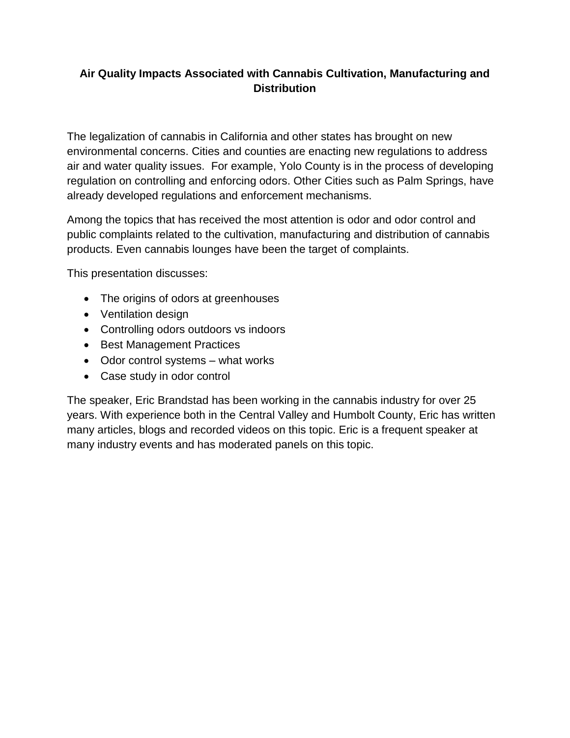**Air Quality Impacts Associated with Cannabis Cultivation, Manufacturing and Distribution**

The legalization of cannabis in California and other states has brought on new environmental concerns. Cities and counties are enacting new regulations to address air and water quality issues. For example, Yolo County is in the process of developing regulation on controlling and enforcing odors. Other Cities such as Palm Springs, have already developed regulations and enforcement mechanisms.

Among the topics that has received the most attention is odor and odor control and public complaints related to the cultivation, manufacturing and distribution of cannabis products. Even cannabis lounges have been the target of complaints.

This presentation discusses:

- The origins of odors at greenhouses
- Ventilation design
- Controlling odors outdoors vs indoors
- Best Management Practices
- Odor control systems – what works
- Case study in odor control

The speaker, Eric Brandstad has been working in the cannabis industry for over 25 years. With experience both in the Central Valley and Humbolt County, Eric has written many articles, blogs and recorded videos on this topic. Eric is a frequent speaker at many industry events and has moderated panels on this topic.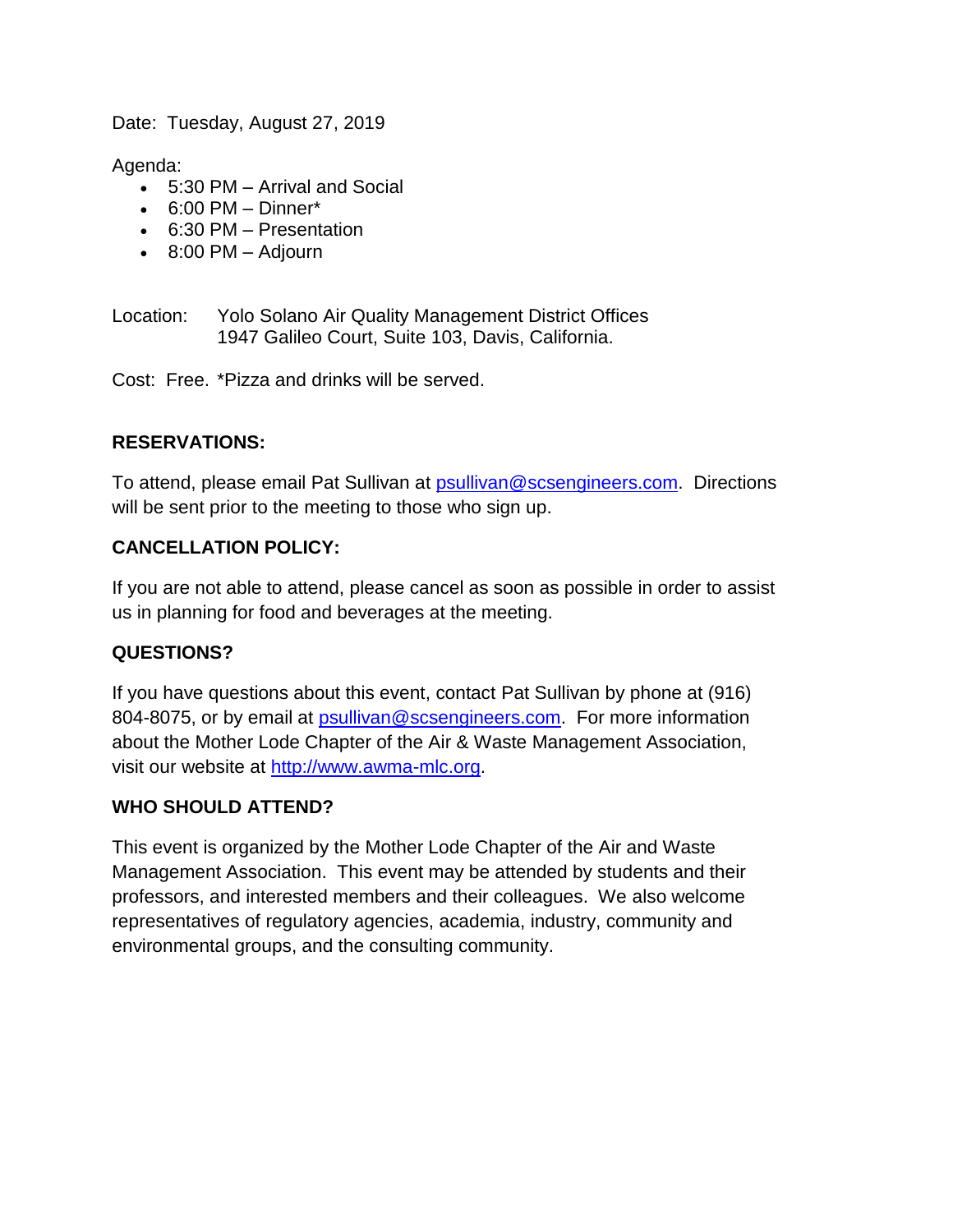Date:  Tuesday, August 27, 2019

Agenda:

- 5:30 PM – Arrival and Social
- 6:00 PM – Dinner*
- 6:30 PM – Presentation
- 8:00 PM – Adjourn

Location:  Yolo Solano Air Quality Management District Offices
1947 Galileo Court, Suite 103, Davis, California.

Cost:  Free.  *Pizza and drinks will be served.

**RESERVATIONS:**

To attend, please email Pat Sullivan at psullivan@scsengineers.com.  Directions will be sent prior to the meeting to those who sign up.

**CANCELLATION POLICY:**

If you are not able to attend, please cancel as soon as possible in order to assist us in planning for food and beverages at the meeting.

**QUESTIONS?**

If you have questions about this event, contact Pat Sullivan by phone at (916) 804-8075, or by email at psullivan@scsengineers.com.  For more information about the Mother Lode Chapter of the Air & Waste Management Association, visit our website at http://www.awma-mlc.org.

**WHO SHOULD ATTEND?**

This event is organized by the Mother Lode Chapter of the Air and Waste Management Association.  This event may be attended by students and their professors, and interested members and their colleagues.  We also welcome representatives of regulatory agencies, academia, industry, community and environmental groups, and the consulting community.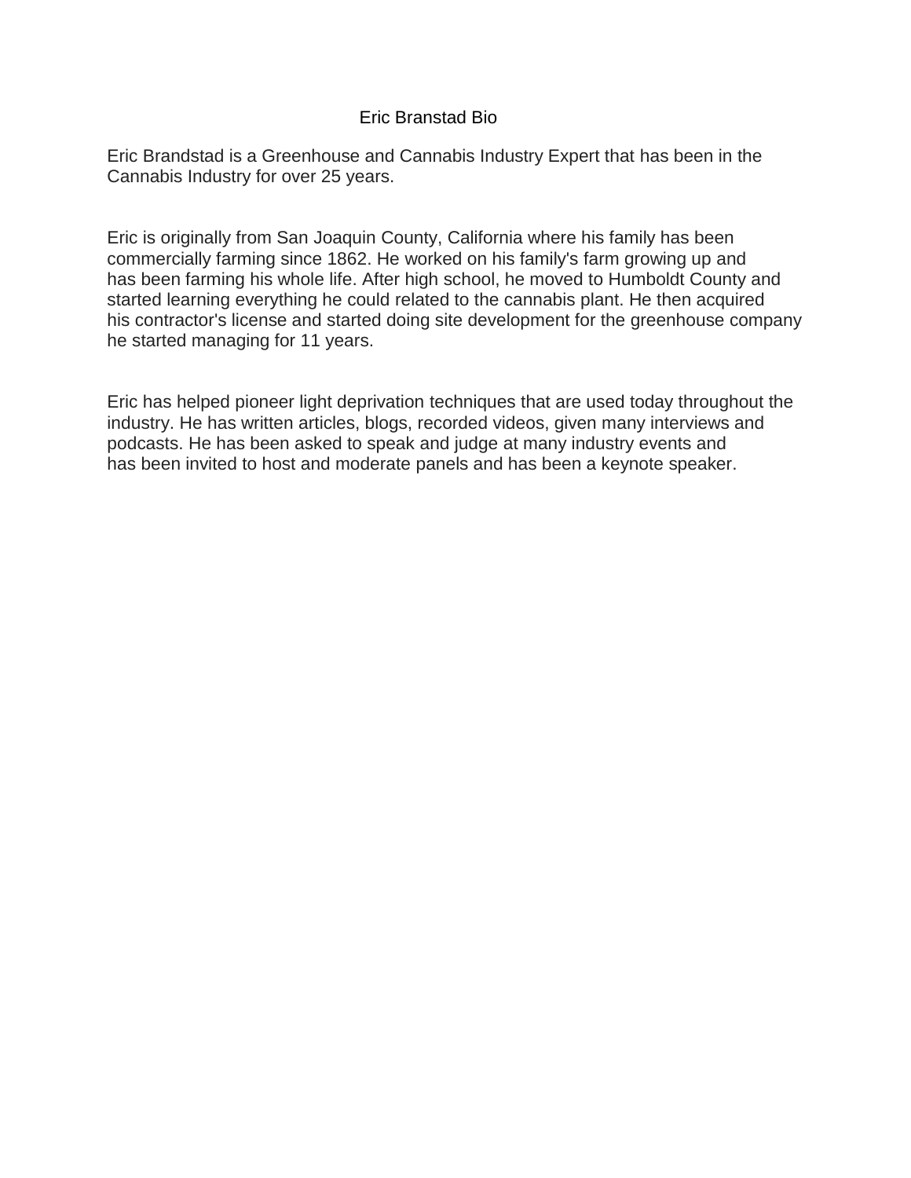# Eric Branstad Bio

Eric Brandstad is a Greenhouse and Cannabis Industry Expert that has been in the Cannabis Industry for over 25 years.

Eric is originally from San Joaquin County, California where his family has been commercially farming since 1862. He worked on his family's farm growing up and has been farming his whole life. After high school, he moved to Humboldt County and started learning everything he could related to the cannabis plant. He then acquired his contractor's license and started doing site development for the greenhouse company he started managing for 11 years.

Eric has helped pioneer light deprivation techniques that are used today throughout the industry. He has written articles, blogs, recorded videos, given many interviews and podcasts. He has been asked to speak and judge at many industry events and has been invited to host and moderate panels and has been a keynote speaker.